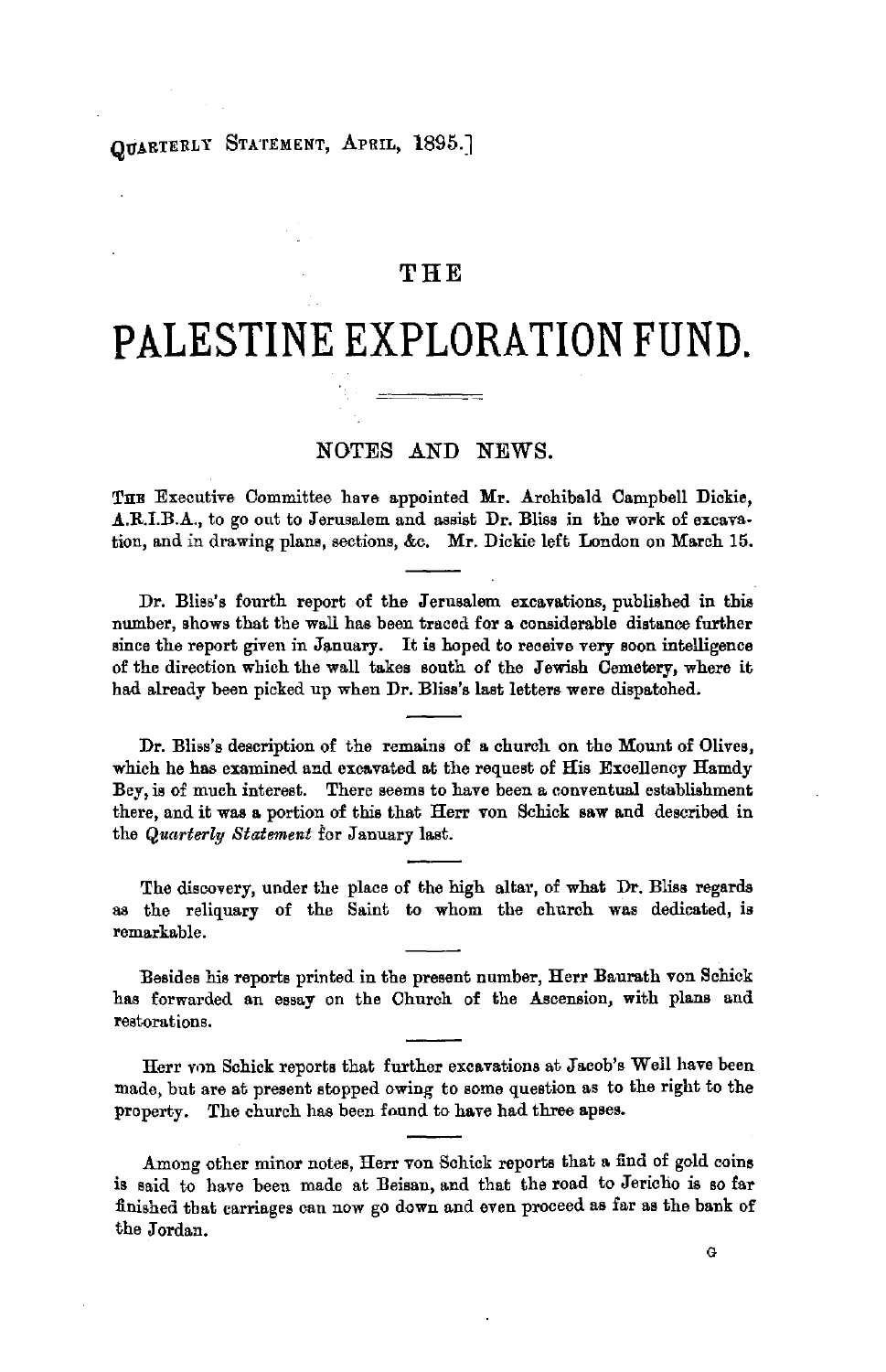# THE

# PALESTINE EXPLORATION FUND.

## NOTES AND NEWS.

The Executive Committee have appointed Mr. Archibald Campbell Dickie, A.R.I.B.A., to go out to Jerusalem and assist Dr. Bliss in the work of excavation, and in drawing plans, sections, &c. Mr. Dickie left London on March 15.

Dr. Bliss's fourth report of the Jerusalem excavations, published in this number, shows that the wall has been traced for a considerable distance further since the report given in January. It is hoped to receive very soon intelligence of the direction which the wall takes south of the Jewish Cemetery, where it had already been picked up when Dr. Bliss's last letters were dispatched.

Dr. Bliss's description of the remains of a church on the Mount of Olives, which he has examined and excavated at the request of His Excellency Hamdy Bey, is of much interest. There seems to have been a conventual establishment there, and it was a portion of this that Herr von Schick saw and described in the *Quarterly Statement* for January last.

The discovery, under the place of the high altar, of what Dr. Bliss regards as the reliquary of the Saint to whom the church was dedicated, is remarkable.

Besides his reports printed in the present number, Herr Baurath von Schick has forwarded an essay on the Church of the Ascension, with plans and restorations.

Herr von Schick reports that further excavations at Jacob's Well have been made, but are at present stopped owing to some question as to the right to the property. The church has been found to have had three apses.

Among other minor notes, Herr von Schick reports that a find of gold coins is said to have been made at Beisan, and that the road to Jericho is so far finished that carriages can now go down and even proceed as far as the bank of the Jordan.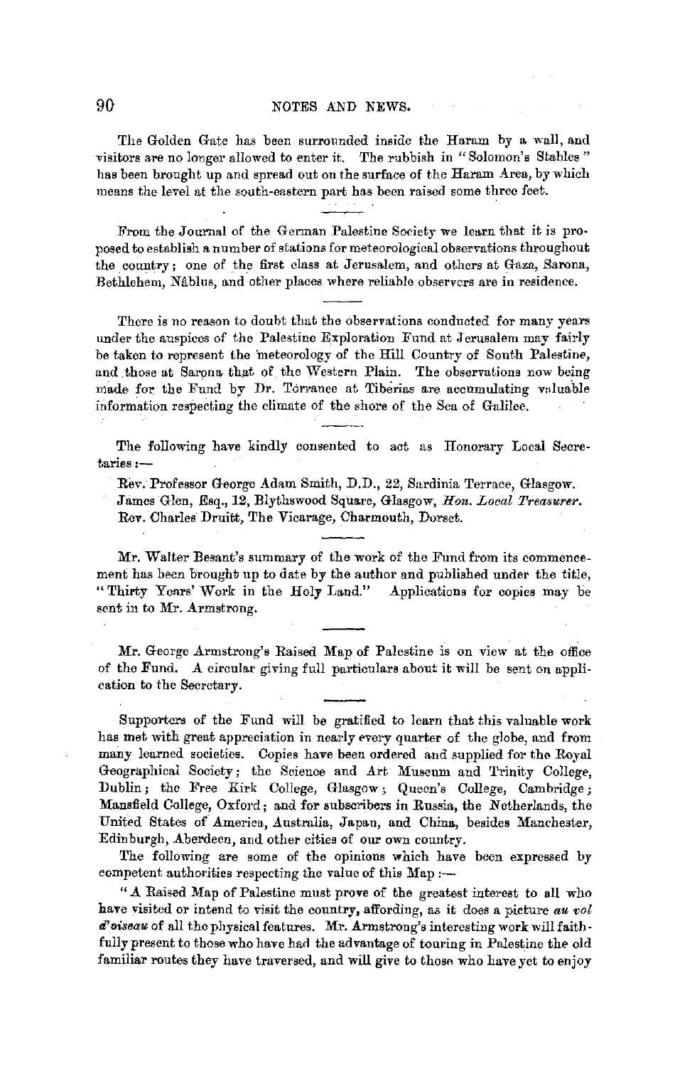The Golden Gate has been surrounded inside the Haram by a wall, and visitors are no longer allowed to enter it. The rubbish in "Solomon's Stables" has been brought up and spread out on the surface of the Haram Area, by which means the level at the south-eastern part has been raised some three feet.

---

From the Journal of the German Palestine Society we learn that it is proposed to establish a number of stations for meteorological observations throughout the country; one of the first class at Jerusalem, and others at Gaza, Sarona, Bethlehem, Nâblus, and other places where reliable observers are in residence.

---

There is no reason to doubt that the observations conducted for many years under the auspices of the Palestine Exploration Fund at Jerusalem may fairly be taken to represent the meteorology of the Hill Country of South Palestine, and those at Sarona that of the Western Plain. The observations now being made for the Fund by Dr. Torrance at Tiberias are accumulating valuable information respecting the climate of the shore of the Sea of Galilee.

---

The following have kindly consented to act as Honorary Local Secretaries:—

Rev. Professor George Adam Smith, D.D., 22, Sardinia Terrace, Glasgow.
James Glen, Esq., 12, Blythswood Square, Glasgow, *Hon. Local Treasurer.*
Rev. Charles Druitt, The Vicarage, Charmouth, Dorset.

---

Mr. Walter Besant's summary of the work of the Fund from its commencement has been brought up to date by the author and published under the title, "Thirty Years' Work in the Holy Land." Applications for copies may be sent in to Mr. Armstrong.

---

Mr. George Armstrong's Raised Map of Palestine is on view at the office of the Fund. A circular giving full particulars about it will be sent on application to the Secretary.

---

Supporters of the Fund will be gratified to learn that this valuable work has met with great appreciation in nearly every quarter of the globe, and from many learned societies. Copies have been ordered and supplied for the Royal Geographical Society; the Science and Art Museum and Trinity College, Dublin; the Free Kirk College, Glasgow; Queen's College, Cambridge; Mansfield College, Oxford; and for subscribers in Russia, the Netherlands, the United States of America, Australia, Japan, and China, besides Manchester, Edinburgh, Aberdeen, and other cities of our own country.

The following are some of the opinions which have been expressed by competent authorities respecting the value of this Map:—

"A Raised Map of Palestine must prove of the greatest interest to all who have visited or intend to visit the country, affording, as it does a picture *au vol d'oiseau* of all the physical features. Mr. Armstrong's interesting work will faithfully present to those who have had the advantage of touring in Palestine the old familiar routes they have traversed, and will give to those who have yet to enjoy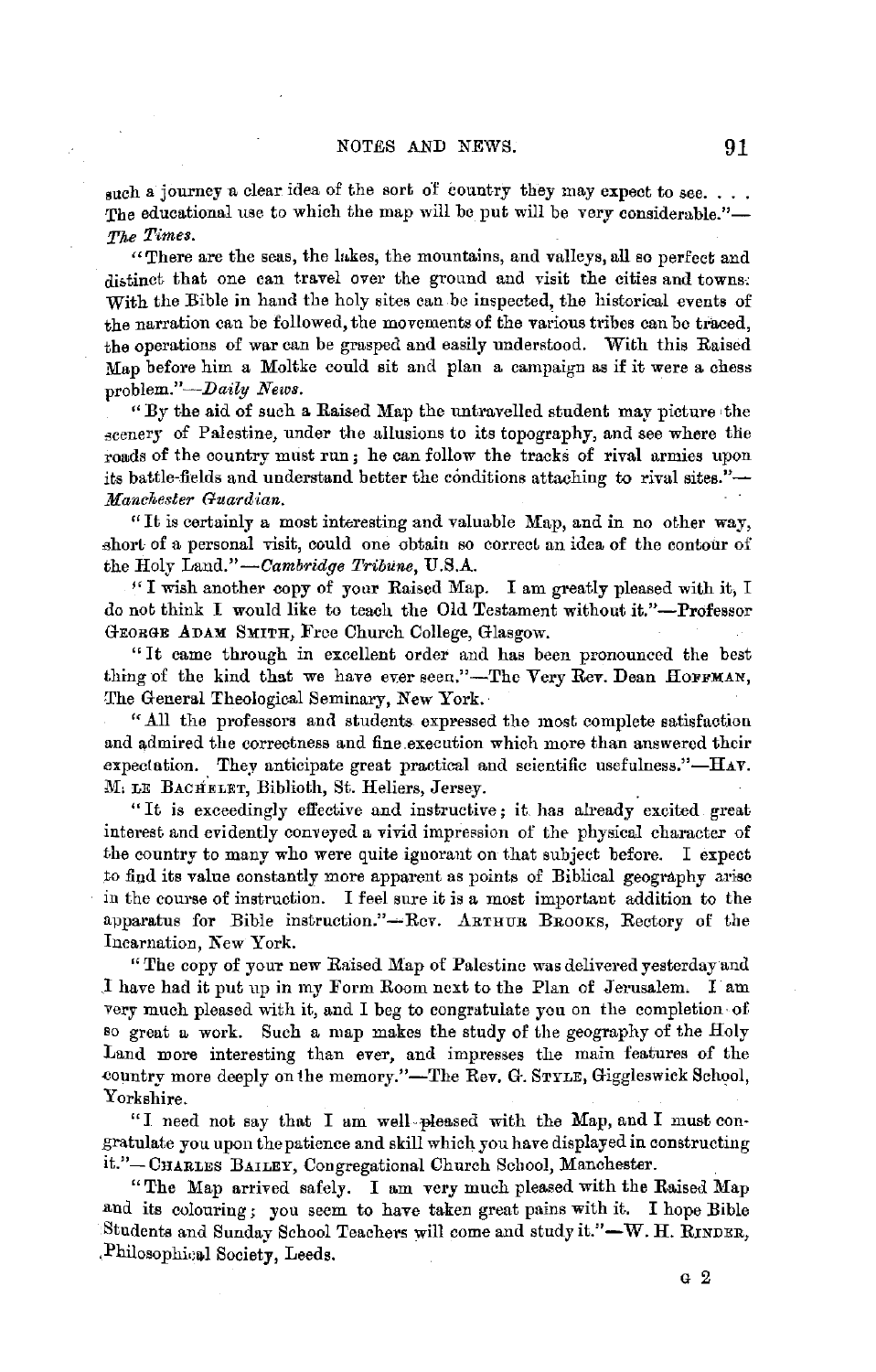such a journey a clear idea of the sort of country they may expect to see. . . . The educational use to which the map will be put will be very considerable."—*The Times*.

"There are the seas, the lakes, the mountains, and valleys, all so perfect and distinct that one can travel over the ground and visit the cities and towns. With the Bible in hand the holy sites can be inspected, the historical events of the narration can be followed, the movements of the various tribes can be traced, the operations of war can be grasped and easily understood. With this Raised Map before him a Moltke could sit and plan a campaign as if it were a chess problem."—*Daily News*.

"By the aid of such a Raised Map the untravelled student may picture the scenery of Palestine, under the allusions to its topography, and see where the roads of the country must run; he can follow the tracks of rival armies upon its battle-fields and understand better the conditions attaching to rival sites."—*Manchester Guardian*.

"It is certainly a most interesting and valuable Map, and in no other way, short of a personal visit, could one obtain so correct an idea of the contour of the Holy Land."—*Cambridge Tribune*, U.S.A.

"I wish another copy of your Raised Map. I am greatly pleased with it, I do not think I would like to teach the Old Testament without it."—Professor GEORGE ADAM SMITH, Free Church College, Glasgow.

"It came through in excellent order and has been pronounced the best thing of the kind that we have ever seen."—The Very Rev. Dean HOFFMAN, The General Theological Seminary, New York.

"All the professors and students expressed the most complete satisfaction and admired the correctness and fine execution which more than answered their expectation. They anticipate great practical and scientific usefulness."—HAV. M. LE BACHELET, Biblioth, St. Heliers, Jersey.

"It is exceedingly effective and instructive; it has already excited great interest and evidently conveyed a vivid impression of the physical character of the country to many who were quite ignorant on that subject before. I expect to find its value constantly more apparent as points of Biblical geography arise in the course of instruction. I feel sure it is a most important addition to the apparatus for Bible instruction."—Rev. ARTHUR BROOKS, Rectory of the Incarnation, New York.

"The copy of your new Raised Map of Palestine was delivered yesterday and I have had it put up in my Form Room next to the Plan of Jerusalem. I am very much pleased with it, and I beg to congratulate you on the completion of so great a work. Such a map makes the study of the geography of the Holy Land more interesting than ever, and impresses the main features of the country more deeply on the memory."—The Rev. G. STYLE, Giggleswick School, Yorkshire.

"I need not say that I am well pleased with the Map, and I must congratulate you upon the patience and skill which you have displayed in constructing it."—CHARLES BAILEY, Congregational Church School, Manchester.

"The Map arrived safely. I am very much pleased with the Raised Map and its colouring; you seem to have taken great pains with it. I hope Bible Students and Sunday School Teachers will come and study it."—W. H. RINDER, Philosophical Society, Leeds.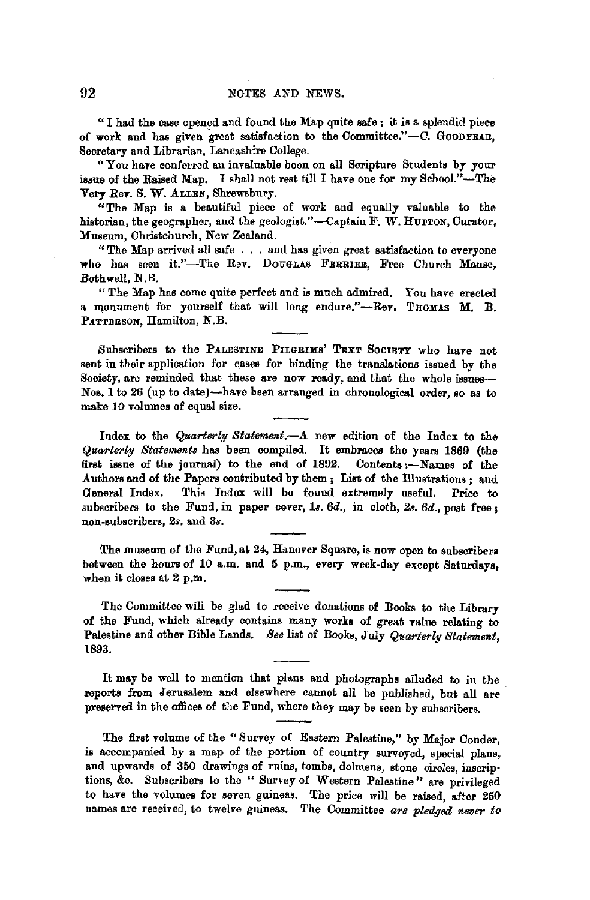"I had the case opened and found the Map quite safe; it is a splendid piece of work and has given great satisfaction to the Committee."—C. GOODYEAR, Secretary and Librarian, Lancashire College.

"You have conferred an invaluable boon on all Scripture Students by your issue of the Raised Map. I shall not rest till I have one for my School."—The Very Rev. S. W. ALLEN, Shrewsbury.

"The Map is a beautiful piece of work and equally valuable to the historian, the geographer, and the geologist."—Captain F. W. HUTTON, Curator, Museum, Christchurch, New Zealand.

"The Map arrived all safe . . . and has given great satisfaction to everyone who has seen it."—The Rev. DOUGLAS FERRIER, Free Church Manse, Bothwell, N.B.

"The Map has come quite perfect and is much admired. You have erected a monument for yourself that will long endure."—Rev. THOMAS M. B. PATTERSON, Hamilton, N.B.

---

Subscribers to the PALESTINE PILGRIMS' TEXT SOCIETY who have not sent in their application for cases for binding the translations issued by the Society, are reminded that these are now ready, and that the whole issues—Nos. 1 to 26 (up to date)—have been arranged in chronological order, so as to make 10 volumes of equal size.

---

Index to the *Quarterly Statement*.—A new edition of the Index to the *Quarterly Statements* has been compiled. It embraces the years 1869 (the first issue of the journal) to the end of 1892. Contents:—Names of the Authors and of the Papers contributed by them; List of the Illustrations; and General Index. This Index will be found extremely useful. Price to subscribers to the Fund, in paper cover, 1*s*. 6*d*., in cloth, 2*s*. 6*d*., post free; non-subscribers, 2*s*. and 3*s*.

---

The museum of the Fund, at 24, Hanover Square, is now open to subscribers between the hours of 10 a.m. and 5 p.m., every week-day except Saturdays, when it closes at 2 p.m.

---

The Committee will be glad to receive donations of Books to the Library of the Fund, which already contains many works of great value relating to Palestine and other Bible Lands. *See* list of Books, July *Quarterly Statement*, 1893.

---

It may be well to mention that plans and photographs alluded to in the reports from Jerusalem and elsewhere cannot all be published, but all are preserved in the offices of the Fund, where they may be seen by subscribers.

---

The first volume of the "Survey of Eastern Palestine," by Major Conder, is accompanied by a map of the portion of country surveyed, special plans, and upwards of 350 drawings of ruins, tombs, dolmens, stone circles, inscriptions, &c. Subscribers to the "Survey of Western Palestine" are privileged to have the volumes for seven guineas. The price will be raised, after 250 names are received, to twelve guineas. The Committee *are pledged never to*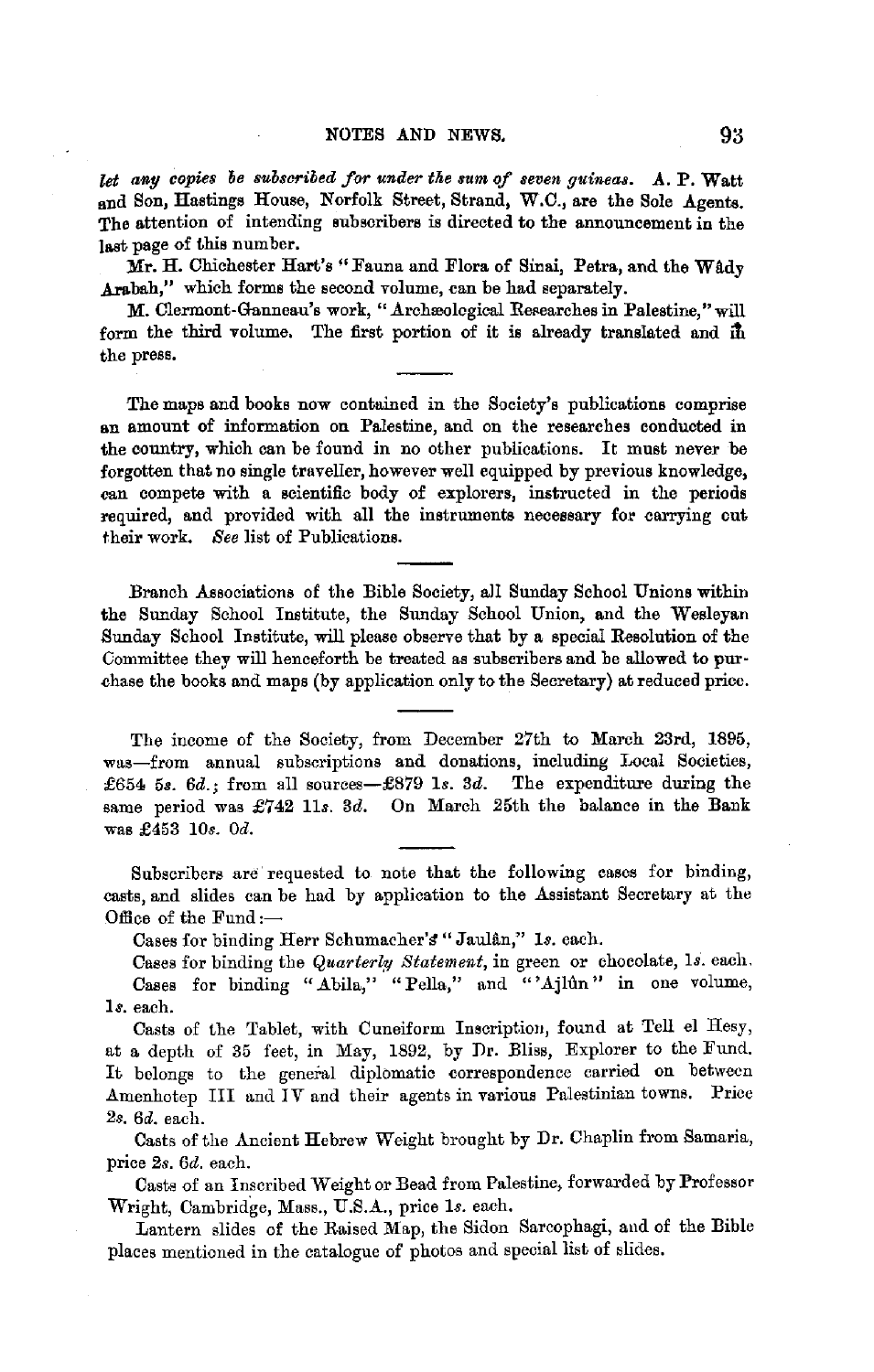*let any copies be subscribed for under the sum of seven guineas.* A. P. Watt and Son, Hastings House, Norfolk Street, Strand, W.C., are the Sole Agents. The attention of intending subscribers is directed to the announcement in the last page of this number.

Mr. H. Chichester Hart's "Fauna and Flora of Sinai, Petra, and the Wâdy Arabah," which forms the second volume, can be had separately.

M. Clermont-Ganneau's work, "Archæological Researches in Palestine," will form the third volume. The first portion of it is already translated and in the press.

---

The maps and books now contained in the Society's publications comprise an amount of information on Palestine, and on the researches conducted in the country, which can be found in no other publications. It must never be forgotten that no single traveller, however well equipped by previous knowledge, can compete with a scientific body of explorers, instructed in the periods required, and provided with all the instruments necessary for carrying out their work. *See* list of Publications.

---

Branch Associations of the Bible Society, all Sunday School Unions within the Sunday School Institute, the Sunday School Union, and the Wesleyan Sunday School Institute, will please observe that by a special Resolution of the Committee they will henceforth be treated as subscribers and be allowed to purchase the books and maps (by application only to the Secretary) at reduced price.

---

The income of the Society, from December 27th to March 23rd, 1895, was—from annual subscriptions and donations, including Local Societies, £654 5*s.* 6*d.*; from all sources—£879 1*s.* 3*d.* The expenditure during the same period was £742 11*s.* 3*d.* On March 25th the balance in the Bank was £453 10*s.* 0*d.*

---

Subscribers are requested to note that the following cases for binding, casts, and slides can be had by application to the Assistant Secretary at the Office of the Fund:—

Cases for binding Herr Schumacher's "Jaulân," 1*s.* each.

Cases for binding the *Quarterly Statement*, in green or chocolate, 1*s.* each.

Cases for binding "Abila," "Pella," and "'Ajlûn" in one volume, 1*s.* each.

Casts of the Tablet, with Cuneiform Inscription, found at Tell el Hesy, at a depth of 35 feet, in May, 1892, by Dr. Bliss, Explorer to the Fund. It belongs to the general diplomatic correspondence carried on between Amenhotep III and IV and their agents in various Palestinian towns. Price 2*s.* 6*d.* each.

Casts of the Ancient Hebrew Weight brought by Dr. Chaplin from Samaria, price 2*s.* 6*d.* each.

Casts of an Inscribed Weight or Bead from Palestine, forwarded by Professor Wright, Cambridge, Mass., U.S.A., price 1*s.* each.

Lantern slides of the Raised Map, the Sidon Sarcophagi, and of the Bible places mentioned in the catalogue of photos and special list of slides.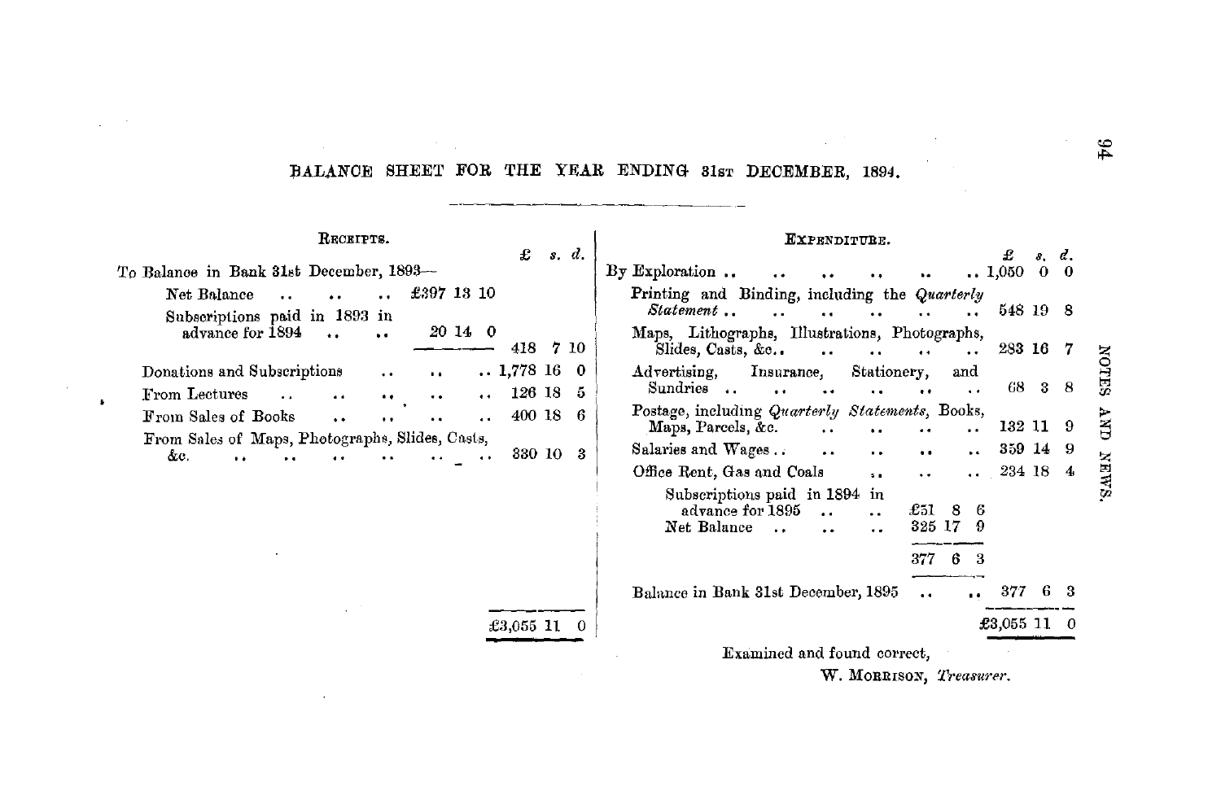## BALANCE SHEET FOR THE YEAR ENDING 31ST DECEMBER, 1894.

| RECEIPTS. | | £ s. d. |
|---|---|---|
| To Balance in Bank 31st December, 1893— | | |
| Net Balance .. .. .. | £397 13 10 | |
| Subscriptions paid in 1893 in advance for 1894 .. .. | 20 14 0 | |
| | | 418 7 10 |
| Donations and Subscriptions .. .. .. | | 1,778 16 0 |
| From Lectures .. .. .. .. .. | | 126 18 5 |
| From Sales of Books .. .. .. .. | | 400 18 6 |
| From Sales of Maps, Photographs, Slides, Casts, &c. .. .. .. .. .. .. | | 330 10 3 |
| | | £3,055 11 0 |

| EXPENDITURE. | | £ s. d. |
|---|---|---|
| By Exploration .. .. .. .. .. .. | | 1,050 0 0 |
| Printing and Binding, including the *Quarterly Statement* .. .. .. .. .. .. | | 548 19 8 |
| Maps, Lithographs, Illustrations, Photographs, Slides, Casts, &c.. .. .. .. .. | | 283 16 7 |
| Advertising, Insurance, Stationery, and Sundries .. .. .. .. .. .. | | 68 3 8 |
| Postage, including *Quarterly Statements*, Books, Maps, Parcels, &c. .. .. .. .. | | 132 11 9 |
| Salaries and Wages .. .. .. .. .. | | 359 14 9 |
| Office Rent, Gas and Coals .. .. .. | | 234 18 4 |
| Subscriptions paid in 1894 in advance for 1895 .. .. | £51 8 6 | |
| Net Balance .. .. .. | 325 17 9 | |
| | 377 6 3 | |
| Balance in Bank 31st December, 1895 .. .. | | 377 6 3 |
| | | £3,055 11 0 |

Examined and found correct,

W. MORRISON, *Treasurer*.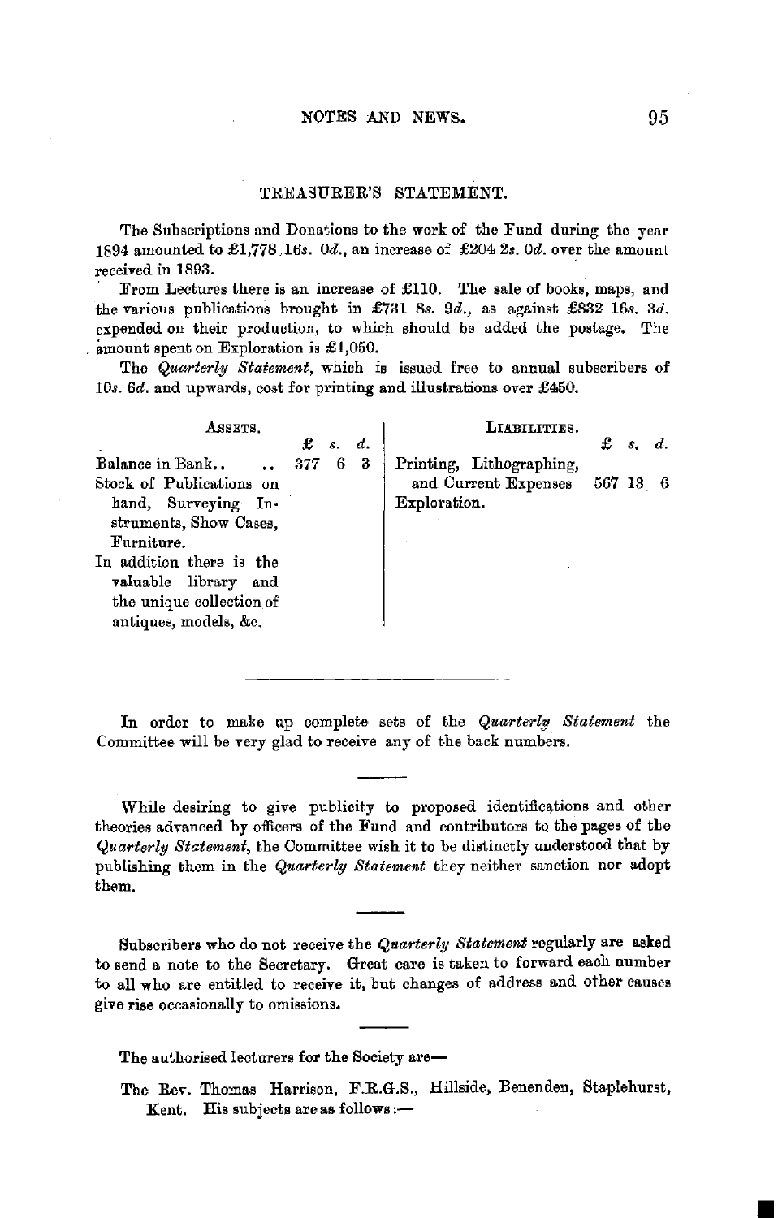## TREASURER'S STATEMENT.

The Subscriptions and Donations to the work of the Fund during the year 1894 amounted to £1,778 16*s.* 0*d.*, an increase of £204 2*s.* 0*d.* over the amount received in 1893.

From Lectures there is an increase of £110. The sale of books, maps, and the various publications brought in £731 8*s.* 9*d.*, as against £832 16*s.* 3*d.* expended on their production, to which should be added the postage. The amount spent on Exploration is £1,050.

The *Quarterly Statement*, which is issued free to annual subscribers of 10*s.* 6*d.* and upwards, cost for printing and illustrations over £450.

| ASSETS. | £ | s. | d. | LIABILITIES. | £ | s. | d. |
|---|---|---|---|---|---|---|---|
| Balance in Bank.. .. | 377 | 6 | 3 | Printing, Lithographing, and Current Expenses | 567 | 13 | 6 |
| Stock of Publications on hand, Surveying Instruments, Show Cases, Furniture. | | | | Exploration. | | | |
| In addition there is the valuable library and the unique collection of antiques, models, &c. | | | | | | | |

---

In order to make up complete sets of the *Quarterly Statement* the Committee will be very glad to receive any of the back numbers.

---

While desiring to give publicity to proposed identifications and other theories advanced by officers of the Fund and contributors to the pages of the *Quarterly Statement*, the Committee wish it to be distinctly understood that by publishing them in the *Quarterly Statement* they neither sanction nor adopt them.

---

Subscribers who do not receive the *Quarterly Statement* regularly are asked to send a note to the Secretary. Great care is taken to forward each number to all who are entitled to receive it, but changes of address and other causes give rise occasionally to omissions.

---

The authorised lecturers for the Society are—

The Rev. Thomas Harrison, F.R.G.S., Hillside, Benenden, Staplehurst, Kent. His subjects are as follows:—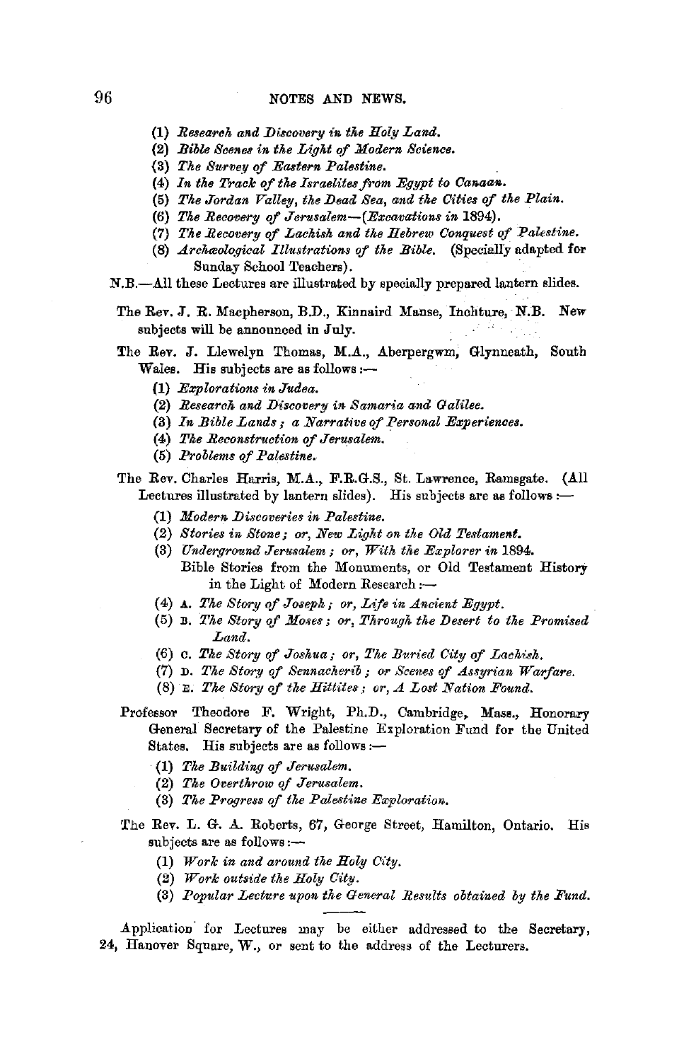(1) *Research and Discovery in the Holy Land.*
(2) *Bible Scenes in the Light of Modern Science.*
(3) *The Survey of Eastern Palestine.*
(4) *In the Track of the Israelites from Egypt to Canaan.*
(5) *The Jordan Valley, the Dead Sea, and the Cities of the Plain.*
(6) *The Recovery of Jerusalem—(Excavations in 1894).*
(7) *The Recovery of Lachish and the Hebrew Conquest of Palestine.*
(8) *Archæological Illustrations of the Bible.* (Specially adapted for Sunday School Teachers).

N.B.—All these Lectures are illustrated by specially prepared lantern slides.

The Rev. J. R. Macpherson, B.D., Kinnaird Manse, Inchture, N.B. New subjects will be announced in July.

The Rev. J. Llewelyn Thomas, M.A., Aberpergwm, Glynneath, South Wales. His subjects are as follows :—

(1) *Explorations in Judea.*
(2) *Research and Discovery in Samaria and Galilee.*
(3) *In Bible Lands ; a Narrative of Personal Experiences.*
(4) *The Reconstruction of Jerusalem.*
(5) *Problems of Palestine.*

The Rev. Charles Harris, M.A., F.R.G.S., St. Lawrence, Ramsgate. (All Lectures illustrated by lantern slides). His subjects are as follows :—

(1) *Modern Discoveries in Palestine.*
(2) *Stories in Stone ; or, New Light on the Old Testament.*
(3) *Underground Jerusalem ; or, With the Explorer in 1894.*

Bible Stories from the Monuments, or Old Testament History in the Light of Modern Research :—

(4) A. *The Story of Joseph ; or, Life in Ancient Egypt.*
(5) B. *The Story of Moses ; or, Through the Desert to the Promised Land.*
(6) C. *The Story of Joshua ; or, The Buried City of Lachish.*
(7) D. *The Story of Sennacherib ; or Scenes of Assyrian Warfare.*
(8) E. *The Story of the Hittites ; or, A Lost Nation Found.*

Professor Theodore F. Wright, Ph.D., Cambridge, Mass., Honorary General Secretary of the Palestine Exploration Fund for the United States. His subjects are as follows :—

(1) *The Building of Jerusalem.*
(2) *The Overthrow of Jerusalem.*
(3) *The Progress of the Palestine Exploration.*

The Rev. L. G. A. Roberts, 67, George Street, Hamilton, Ontario. His subjects are as follows :—

(1) *Work in and around the Holy City.*
(2) *Work outside the Holy City.*
(3) *Popular Lecture upon the General Results obtained by the Fund.*

---

Application for Lectures may be either addressed to the Secretary, 24, Hanover Square, W., or sent to the address of the Lecturers.